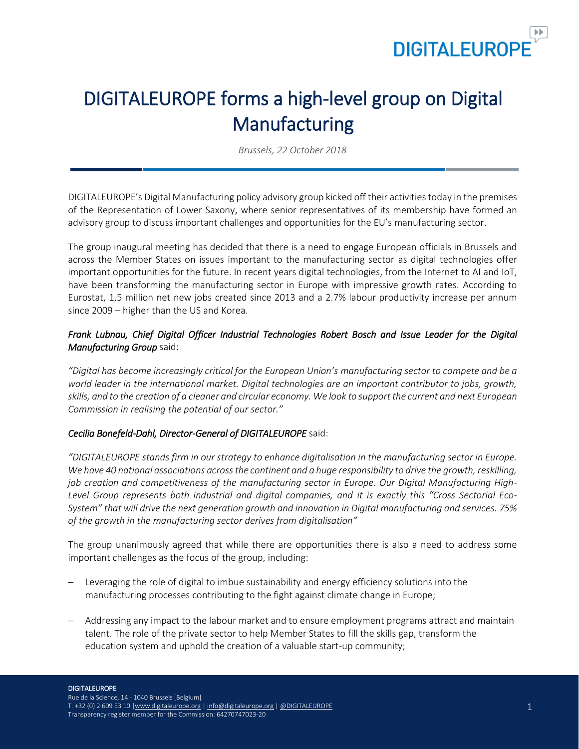# DIGITALEUROPE forms a high-level group on Digital Manufacturing

*Brussels, 22 October 2018*

DIGITALEUROPE's Digital Manufacturing policy advisory group kicked off their activities today in the premises of the Representation of Lower Saxony, where senior representatives of its membership have formed an advisory group to discuss important challenges and opportunities for the EU's manufacturing sector.

The group inaugural meeting has decided that there is a need to engage European officials in Brussels and across the Member States on issues important to the manufacturing sector as digital technologies offer important opportunities for the future. In recent years digital technologies, from the Internet to AI and IoT, have been transforming the manufacturing sector in Europe with impressive growth rates. According to Eurostat, 1,5 million net new jobs created since 2013 and a 2.7% labour productivity increase per annum since 2009 – higher than the US and Korea.

***Frank Lubnau, Chief Digital Officer Industrial Technologies Robert Bosch and Issue Leader for the Digital Manufacturing Group*** said:

*"Digital has become increasingly critical for the European Union's manufacturing sector to compete and be a world leader in the international market. Digital technologies are an important contributor to jobs, growth, skills, and to the creation of a cleaner and circular economy. We look to support the current and next European Commission in realising the potential of our sector."*

***Cecilia Bonefeld-Dahl, Director-General of DIGITALEUROPE*** said:

*"DIGITALEUROPE stands firm in our strategy to enhance digitalisation in the manufacturing sector in Europe. We have 40 national associations across the continent and a huge responsibility to drive the growth, reskilling, job creation and competitiveness of the manufacturing sector in Europe. Our Digital Manufacturing High-Level Group represents both industrial and digital companies, and it is exactly this "Cross Sectorial Eco-System" that will drive the next generation growth and innovation in Digital manufacturing and services. 75% of the growth in the manufacturing sector derives from digitalisation"*

The group unanimously agreed that while there are opportunities there is also a need to address some important challenges as the focus of the group, including:

- Leveraging the role of digital to imbue sustainability and energy efficiency solutions into the manufacturing processes contributing to the fight against climate change in Europe;
- Addressing any impact to the labour market and to ensure employment programs attract and maintain talent. The role of the private sector to help Member States to fill the skills gap, transform the education system and uphold the creation of a valuable start-up community;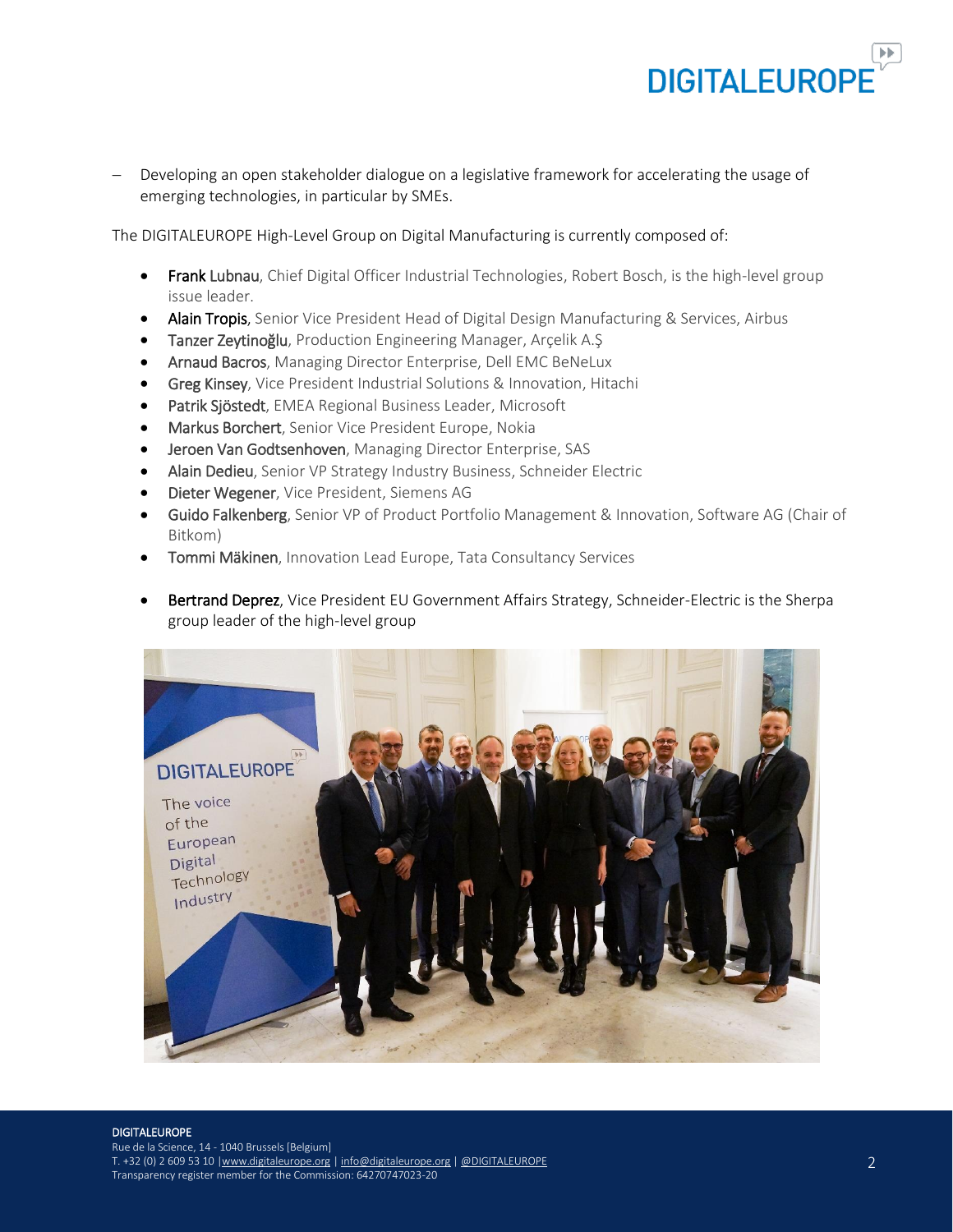- Developing an open stakeholder dialogue on a legislative framework for accelerating the usage of emerging technologies, in particular by SMEs.

The DIGITALEUROPE High-Level Group on Digital Manufacturing is currently composed of:

- **Frank Lubnau**, Chief Digital Officer Industrial Technologies, Robert Bosch, is the high-level group issue leader.
- **Alain Tropis**, Senior Vice President Head of Digital Design Manufacturing & Services, Airbus
- **Tanzer Zeytinoğlu**, Production Engineering Manager, Arçelik A.Ş
- **Arnaud Bacros**, Managing Director Enterprise, Dell EMC BeNeLux
- **Greg Kinsey**, Vice President Industrial Solutions & Innovation, Hitachi
- **Patrik Sjöstedt**, EMEA Regional Business Leader, Microsoft
- **Markus Borchert**, Senior Vice President Europe, Nokia
- **Jeroen Van Godtsenhoven**, Managing Director Enterprise, SAS
- **Alain Dedieu**, Senior VP Strategy Industry Business, Schneider Electric
- **Dieter Wegener**, Vice President, Siemens AG
- **Guido Falkenberg**, Senior VP of Product Portfolio Management & Innovation, Software AG (Chair of Bitkom)
- **Tommi Mäkinen**, Innovation Lead Europe, Tata Consultancy Services

- **Bertrand Deprez**, Vice President EU Government Affairs Strategy, Schneider-Electric is the Sherpa group leader of the high-level group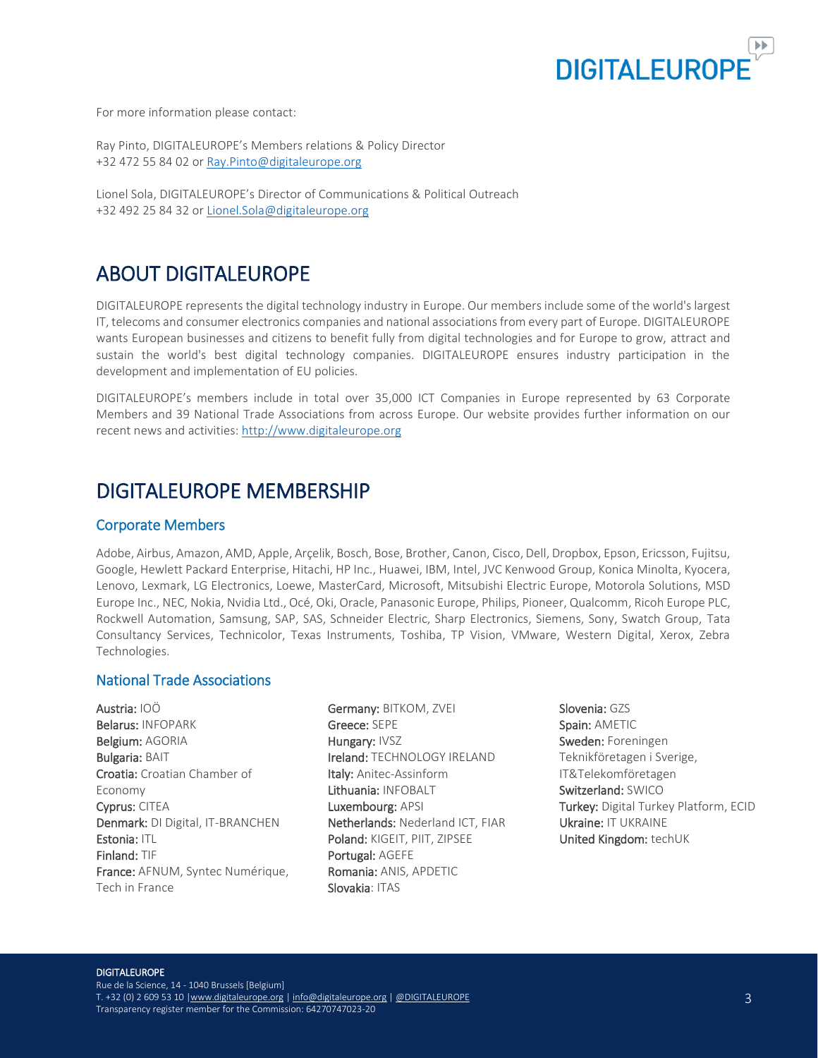For more information please contact:

Ray Pinto, DIGITALEUROPE's Members relations & Policy Director
+32 472 55 84 02 or Ray.Pinto@digitaleurope.org

Lionel Sola, DIGITALEUROPE's Director of Communications & Political Outreach
+32 492 25 84 32 or Lionel.Sola@digitaleurope.org

# ABOUT DIGITALEUROPE

DIGITALEUROPE represents the digital technology industry in Europe. Our members include some of the world's largest IT, telecoms and consumer electronics companies and national associations from every part of Europe. DIGITALEUROPE wants European businesses and citizens to benefit fully from digital technologies and for Europe to grow, attract and sustain the world's best digital technology companies. DIGITALEUROPE ensures industry participation in the development and implementation of EU policies.

DIGITALEUROPE's members include in total over 35,000 ICT Companies in Europe represented by 63 Corporate Members and 39 National Trade Associations from across Europe. Our website provides further information on our recent news and activities: http://www.digitaleurope.org

# DIGITALEUROPE MEMBERSHIP

## Corporate Members

Adobe, Airbus, Amazon, AMD, Apple, Arçelik, Bosch, Bose, Brother, Canon, Cisco, Dell, Dropbox, Epson, Ericsson, Fujitsu, Google, Hewlett Packard Enterprise, Hitachi, HP Inc., Huawei, IBM, Intel, JVC Kenwood Group, Konica Minolta, Kyocera, Lenovo, Lexmark, LG Electronics, Loewe, MasterCard, Microsoft, Mitsubishi Electric Europe, Motorola Solutions, MSD Europe Inc., NEC, Nokia, Nvidia Ltd., Océ, Oki, Oracle, Panasonic Europe, Philips, Pioneer, Qualcomm, Ricoh Europe PLC, Rockwell Automation, Samsung, SAP, SAS, Schneider Electric, Sharp Electronics, Siemens, Sony, Swatch Group, Tata Consultancy Services, Technicolor, Texas Instruments, Toshiba, TP Vision, VMware, Western Digital, Xerox, Zebra Technologies.

## National Trade Associations

**Austria:** IOÖ
**Belarus:** INFOPARK
**Belgium:** AGORIA
**Bulgaria:** BAIT
**Croatia:** Croatian Chamber of Economy
**Cyprus:** CITEA
**Denmark:** DI Digital, IT-BRANCHEN
**Estonia:** ITL
**Finland:** TIF
**France:** AFNUM, Syntec Numérique, Tech in France
**Germany:** BITKOM, ZVEI
**Greece:** SEPE
**Hungary:** IVSZ
**Ireland:** TECHNOLOGY IRELAND
**Italy:** Anitec-Assinform
**Lithuania:** INFOBALT
**Luxembourg:** APSI
**Netherlands:** Nederland ICT, FIAR
**Poland:** KIGEIT, PIIT, ZIPSEE
**Portugal:** AGEFE
**Romania:** ANIS, APDETIC
**Slovakia**: ITAS
**Slovenia:** GZS
**Spain:** AMETIC
**Sweden:** Foreningen Teknikföretagen i Sverige, IT&Telekomföretagen
**Switzerland:** SWICO
**Turkey:** Digital Turkey Platform, ECID
**Ukraine:** IT UKRAINE
**United Kingdom:** techUK